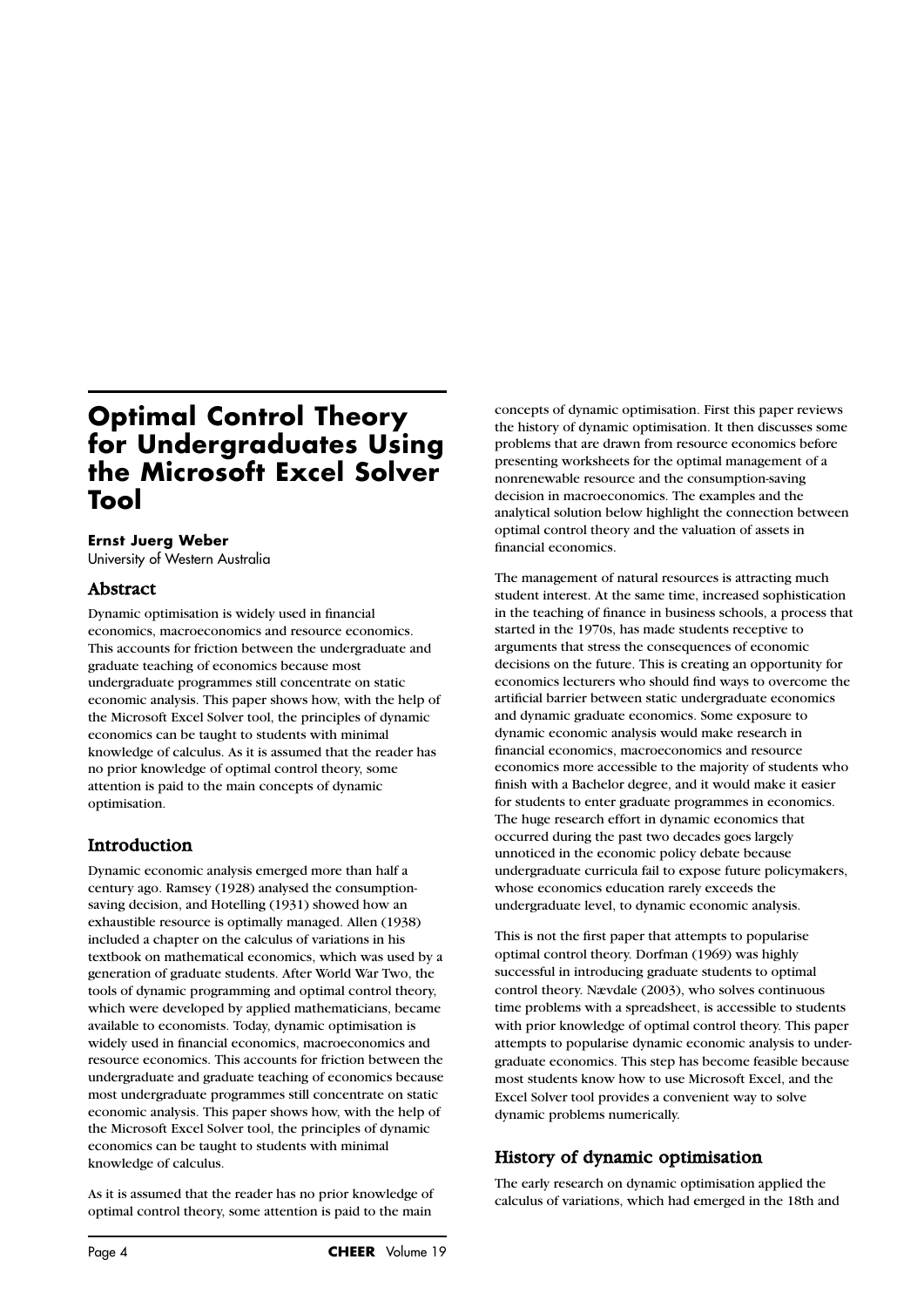# Optimal Control Theory for Undergraduates Using the Microsoft Excel Solver Tool

**Ernst Juerg Weber**
University of Western Australia

## Abstract

Dynamic optimisation is widely used in financial economics, macroeconomics and resource economics. This accounts for friction between the undergraduate and graduate teaching of economics because most undergraduate programmes still concentrate on static economic analysis. This paper shows how, with the help of the Microsoft Excel Solver tool, the principles of dynamic economics can be taught to students with minimal knowledge of calculus. As it is assumed that the reader has no prior knowledge of optimal control theory, some attention is paid to the main concepts of dynamic optimisation.

## Introduction

Dynamic economic analysis emerged more than half a century ago. Ramsey (1928) analysed the consumption-saving decision, and Hotelling (1931) showed how an exhaustible resource is optimally managed. Allen (1938) included a chapter on the calculus of variations in his textbook on mathematical economics, which was used by a generation of graduate students. After World War Two, the tools of dynamic programming and optimal control theory, which were developed by applied mathematicians, became available to economists. Today, dynamic optimisation is widely used in financial economics, macroeconomics and resource economics. This accounts for friction between the undergraduate and graduate teaching of economics because most undergraduate programmes still concentrate on static economic analysis. This paper shows how, with the help of the Microsoft Excel Solver tool, the principles of dynamic economics can be taught to students with minimal knowledge of calculus.

As it is assumed that the reader has no prior knowledge of optimal control theory, some attention is paid to the main concepts of dynamic optimisation. First this paper reviews the history of dynamic optimisation. It then discusses some problems that are drawn from resource economics before presenting worksheets for the optimal management of a nonrenewable resource and the consumption-saving decision in macroeconomics. The examples and the analytical solution below highlight the connection between optimal control theory and the valuation of assets in financial economics.

The management of natural resources is attracting much student interest. At the same time, increased sophistication in the teaching of finance in business schools, a process that started in the 1970s, has made students receptive to arguments that stress the consequences of economic decisions on the future. This is creating an opportunity for economics lecturers who should find ways to overcome the artificial barrier between static undergraduate economics and dynamic graduate economics. Some exposure to dynamic economic analysis would make research in financial economics, macroeconomics and resource economics more accessible to the majority of students who finish with a Bachelor degree, and it would make it easier for students to enter graduate programmes in economics. The huge research effort in dynamic economics that occurred during the past two decades goes largely unnoticed in the economic policy debate because undergraduate curricula fail to expose future policymakers, whose economics education rarely exceeds the undergraduate level, to dynamic economic analysis.

This is not the first paper that attempts to popularise optimal control theory. Dorfman (1969) was highly successful in introducing graduate students to optimal control theory. Nævdale (2003), who solves continuous time problems with a spreadsheet, is accessible to students with prior knowledge of optimal control theory. This paper attempts to popularise dynamic economic analysis to undergraduate economics. This step has become feasible because most students know how to use Microsoft Excel, and the Excel Solver tool provides a convenient way to solve dynamic problems numerically.

## History of dynamic optimisation

The early research on dynamic optimisation applied the calculus of variations, which had emerged in the 18th and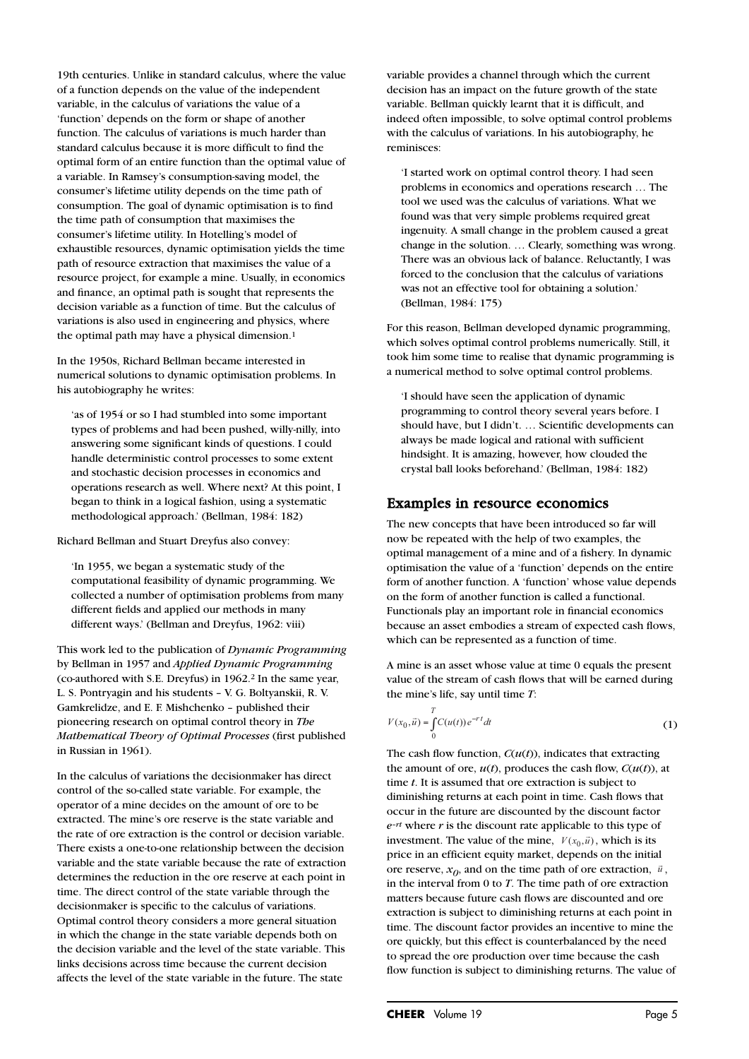19th centuries. Unlike in standard calculus, where the value of a function depends on the value of the independent variable, in the calculus of variations the value of a 'function' depends on the form or shape of another function. The calculus of variations is much harder than standard calculus because it is more difficult to find the optimal form of an entire function than the optimal value of a variable. In Ramsey's consumption-saving model, the consumer's lifetime utility depends on the time path of consumption. The goal of dynamic optimisation is to find the time path of consumption that maximises the consumer's lifetime utility. In Hotelling's model of exhaustible resources, dynamic optimisation yields the time path of resource extraction that maximises the value of a resource project, for example a mine. Usually, in economics and finance, an optimal path is sought that represents the decision variable as a function of time. But the calculus of variations is also used in engineering and physics, where the optimal path may have a physical dimension.[1]

In the 1950s, Richard Bellman became interested in numerical solutions to dynamic optimisation problems. In his autobiography he writes:

> 'as of 1954 or so I had stumbled into some important types of problems and had been pushed, willy-nilly, into answering some significant kinds of questions. I could handle deterministic control processes to some extent and stochastic decision processes in economics and operations research as well. Where next? At this point, I began to think in a logical fashion, using a systematic methodological approach.' (Bellman, 1984: 182)

Richard Bellman and Stuart Dreyfus also convey:

> 'In 1955, we began a systematic study of the computational feasibility of dynamic programming. We collected a number of optimisation problems from many different fields and applied our methods in many different ways.' (Bellman and Dreyfus, 1962: viii)

This work led to the publication of *Dynamic Programming* by Bellman in 1957 and *Applied Dynamic Programming* (co-authored with S.E. Dreyfus) in 1962.[2] In the same year, L. S. Pontryagin and his students – V. G. Boltyanskii, R. V. Gamkrelidze, and E. F. Mishchenko – published their pioneering research on optimal control theory in *The Mathematical Theory of Optimal Processes* (first published in Russian in 1961).

In the calculus of variations the decisionmaker has direct control of the so-called state variable. For example, the operator of a mine decides on the amount of ore to be extracted. The mine's ore reserve is the state variable and the rate of ore extraction is the control or decision variable. There exists a one-to-one relationship between the decision variable and the state variable because the rate of extraction determines the reduction in the ore reserve at each point in time. The direct control of the state variable through the decisionmaker is specific to the calculus of variations. Optimal control theory considers a more general situation in which the change in the state variable depends both on the decision variable and the level of the state variable. This links decisions across time because the current decision affects the level of the state variable in the future. The state variable provides a channel through which the current decision has an impact on the future growth of the state variable. Bellman quickly learnt that it is difficult, and indeed often impossible, to solve optimal control problems with the calculus of variations. In his autobiography, he reminisces:

> 'I started work on optimal control theory. I had seen problems in economics and operations research … The tool we used was the calculus of variations. What we found was that very simple problems required great ingenuity. A small change in the problem caused a great change in the solution. … Clearly, something was wrong. There was an obvious lack of balance. Reluctantly, I was forced to the conclusion that the calculus of variations was not an effective tool for obtaining a solution.' (Bellman, 1984: 175)

For this reason, Bellman developed dynamic programming, which solves optimal control problems numerically. Still, it took him some time to realise that dynamic programming is a numerical method to solve optimal control problems.

> 'I should have seen the application of dynamic programming to control theory several years before. I should have, but I didn't. … Scientific developments can always be made logical and rational with sufficient hindsight. It is amazing, however, how clouded the crystal ball looks beforehand.' (Bellman, 1984: 182)

## Examples in resource economics

The new concepts that have been introduced so far will now be repeated with the help of two examples, the optimal management of a mine and of a fishery. In dynamic optimisation the value of a 'function' depends on the entire form of another function. A 'function' whose value depends on the form of another function is called a functional. Functionals play an important role in financial economics because an asset embodies a stream of expected cash flows, which can be represented as a function of time.

A mine is an asset whose value at time 0 equals the present value of the stream of cash flows that will be earned during the mine's life, say until time $T$:

$$V(x_0, \vec{u}) = \int_0^T C(u(t))e^{-rt}dt \qquad (1)$$

The cash flow function, $C(u(t))$, indicates that extracting the amount of ore, $u(t)$, produces the cash flow, $C(u(t))$, at time $t$. It is assumed that ore extraction is subject to diminishing returns at each point in time. Cash flows that occur in the future are discounted by the discount factor $e^{-rt}$ where $r$ is the discount rate applicable to this type of investment. The value of the mine, $V(x_0, \vec{u})$, which is its price in an efficient equity market, depends on the initial ore reserve, $x_0$, and on the time path of ore extraction, $\vec{u}$, in the interval from 0 to $T$. The time path of ore extraction matters because future cash flows are discounted and ore extraction is subject to diminishing returns at each point in time. The discount factor provides an incentive to mine the ore quickly, but this effect is counterbalanced by the need to spread the ore production over time because the cash flow function is subject to diminishing returns. The value of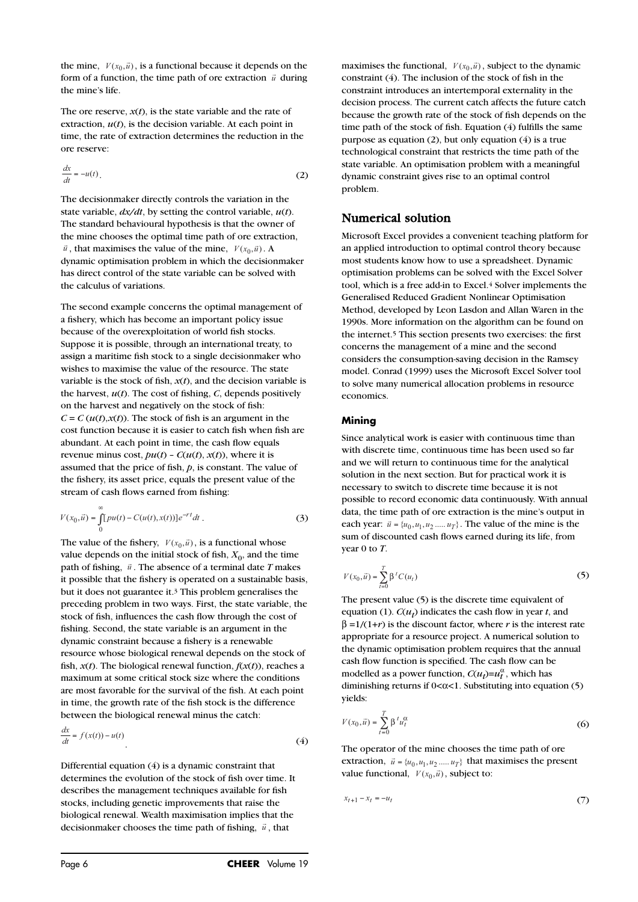the mine, $V(x_0, \vec{u})$, is a functional because it depends on the form of a function, the time path of ore extraction $\vec{u}$ during the mine's life.

The ore reserve, $x(t)$, is the state variable and the rate of extraction, $u(t)$, is the decision variable. At each point in time, the rate of extraction determines the reduction in the ore reserve:

$$\frac{dx}{dt} = -u(t). \tag{2}$$

The decisionmaker directly controls the variation in the state variable, $dx/dt$, by setting the control variable, $u(t)$. The standard behavioural hypothesis is that the owner of the mine chooses the optimal time path of ore extraction, $\vec{u}$, that maximises the value of the mine, $V(x_0, \vec{u})$. A dynamic optimisation problem in which the decisionmaker has direct control of the state variable can be solved with the calculus of variations.

The second example concerns the optimal management of a fishery, which has become an important policy issue because of the overexploitation of world fish stocks. Suppose it is possible, through an international treaty, to assign a maritime fish stock to a single decisionmaker who wishes to maximise the value of the resource. The state variable is the stock of fish, $x(t)$, and the decision variable is the harvest, $u(t)$. The cost of fishing, $C$, depends positively on the harvest and negatively on the stock of fish: $C = C(u(t), x(t))$. The stock of fish is an argument in the cost function because it is easier to catch fish when fish are abundant. At each point in time, the cash flow equals revenue minus cost, $pu(t) - C(u(t), x(t))$, where it is assumed that the price of fish, $p$, is constant. The value of the fishery, its asset price, equals the present value of the stream of cash flows earned from fishing:

$$V(x_0, \vec{u}) = \int_0^{\infty} [pu(t) - C(u(t), x(t))] e^{-rt} dt. \tag{3}$$

The value of the fishery, $V(x_0, \vec{u})$, is a functional whose value depends on the initial stock of fish, $X_0$, and the time path of fishing, $\vec{u}$. The absence of a terminal date $T$ makes it possible that the fishery is operated on a sustainable basis, but it does not guarantee it.[3] This problem generalises the preceding problem in two ways. First, the state variable, the stock of fish, influences the cash flow through the cost of fishing. Second, the state variable is an argument in the dynamic constraint because a fishery is a renewable resource whose biological renewal depends on the stock of fish, $x(t)$. The biological renewal function, $f(x(t))$, reaches a maximum at some critical stock size where the conditions are most favorable for the survival of the fish. At each point in time, the growth rate of the fish stock is the difference between the biological renewal minus the catch:

$$\frac{dx}{dt} = f(x(t)) - u(t). \tag{4}$$

Differential equation (4) is a dynamic constraint that determines the evolution of the stock of fish over time. It describes the management techniques available for fish stocks, including genetic improvements that raise the biological renewal. Wealth maximisation implies that the decisionmaker chooses the time path of fishing, $\vec{u}$, that maximises the functional, $V(x_0, \vec{u})$, subject to the dynamic constraint (4). The inclusion of the stock of fish in the constraint introduces an intertemporal externality in the decision process. The current catch affects the future catch because the growth rate of the stock of fish depends on the time path of the stock of fish. Equation (4) fulfills the same purpose as equation (2), but only equation (4) is a true technological constraint that restricts the time path of the state variable. An optimisation problem with a meaningful dynamic constraint gives rise to an optimal control problem.

## Numerical solution

Microsoft Excel provides a convenient teaching platform for an applied introduction to optimal control theory because most students know how to use a spreadsheet. Dynamic optimisation problems can be solved with the Excel Solver tool, which is a free add-in to Excel.[4] Solver implements the Generalised Reduced Gradient Nonlinear Optimisation Method, developed by Leon Lasdon and Allan Waren in the 1990s. More information on the algorithm can be found on the internet.[5] This section presents two exercises: the first concerns the management of a mine and the second considers the consumption-saving decision in the Ramsey model. Conrad (1999) uses the Microsoft Excel Solver tool to solve many numerical allocation problems in resource economics.

### Mining

Since analytical work is easier with continuous time than with discrete time, continuous time has been used so far and we will return to continuous time for the analytical solution in the next section. But for practical work it is necessary to switch to discrete time because it is not possible to record economic data continuously. With annual data, the time path of ore extraction is the mine's output in each year: $\vec{u} = \{u_0, u_1, u_2 \ldots\ldots u_T\}$. The value of the mine is the sum of discounted cash flows earned during its life, from year 0 to $T$.

$$V(x_0, \vec{u}) = \sum_{t=0}^{T} \beta^t C(u_t) \tag{5}$$

The present value (5) is the discrete time equivalent of equation (1). $C(u_t)$ indicates the cash flow in year $t$, and $\beta = 1/(1+r)$ is the discount factor, where $r$ is the interest rate appropriate for a resource project. A numerical solution to the dynamic optimisation problem requires that the annual cash flow function is specified. The cash flow can be modelled as a power function, $C(u_t) = u_t^{\alpha}$, which has diminishing returns if $0<\alpha<1$. Substituting into equation (5) yields:

$$V(x_0, \vec{u}) = \sum_{t=0}^{T} \beta^t u_t^{\alpha} \tag{6}$$

The operator of the mine chooses the time path of ore extraction, $\vec{u} = \{u_0, u_1, u_2 \ldots\ldots u_T\}$ that maximises the present value functional, $V(x_0, \vec{u})$, subject to:

$$x_{t+1} - x_t = -u_t \tag{7}$$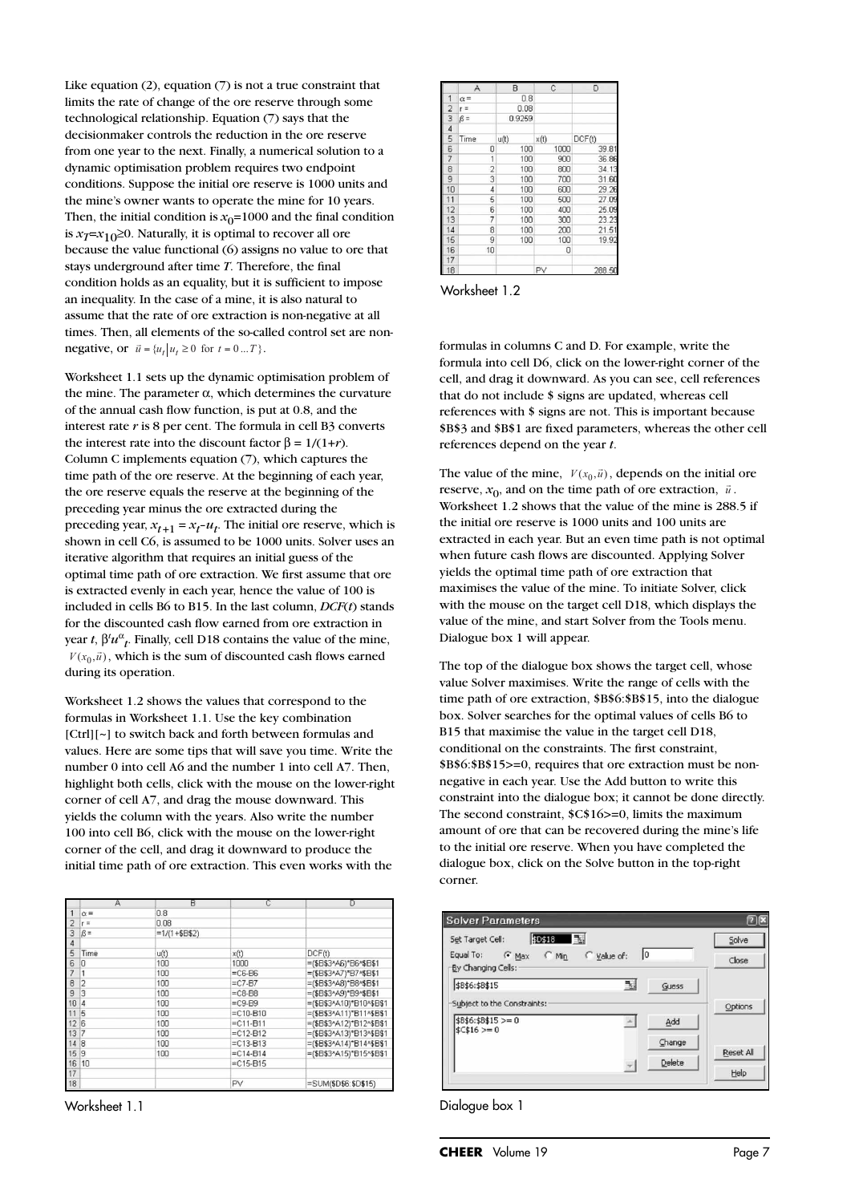Like equation (2), equation (7) is not a true constraint that limits the rate of change of the ore reserve through some technological relationship. Equation (7) says that the decisionmaker controls the reduction in the ore reserve from one year to the next. Finally, a numerical solution to a dynamic optimisation problem requires two endpoint conditions. Suppose the initial ore reserve is 1000 units and the mine's owner wants to operate the mine for 10 years. Then, the initial condition is $x_0$=1000 and the final condition is $x_T$=$x_{10}$≥0. Naturally, it is optimal to recover all ore because the value functional (6) assigns no value to ore that stays underground after time *T*. Therefore, the final condition holds as an equality, but it is sufficient to impose an inequality. In the case of a mine, it is also natural to assume that the rate of ore extraction is non-negative at all times. Then, all elements of the so-called control set are non-negative, or $\vec{u} = \{u_t | u_t \geq 0 \text{ for } t = 0 \ldots T\}$.

Worksheet 1.1 sets up the dynamic optimisation problem of the mine. The parameter α, which determines the curvature of the annual cash flow function, is put at 0.8, and the interest rate *r* is 8 per cent. The formula in cell B3 converts the interest rate into the discount factor β = 1/(1+*r*). Column C implements equation (7), which captures the time path of the ore reserve. At the beginning of each year, the ore reserve equals the reserve at the beginning of the preceding year minus the ore extracted during the preceding year, $x_{t+1} = x_t - u_t$. The initial ore reserve, which is shown in cell C6, is assumed to be 1000 units. Solver uses an iterative algorithm that requires an initial guess of the optimal time path of ore extraction. We first assume that ore is extracted evenly in each year, hence the value of 100 is included in cells B6 to B15. In the last column, *DCF*(*t*) stands for the discounted cash flow earned from ore extraction in year *t*, $\beta^t u^\alpha_t$. Finally, cell D18 contains the value of the mine, $V(x_0, \vec{u})$, which is the sum of discounted cash flows earned during its operation.

Worksheet 1.2 shows the values that correspond to the formulas in Worksheet 1.1. Use the key combination [Ctrl][~] to switch back and forth between formulas and values. Here are some tips that will save you time. Write the number 0 into cell A6 and the number 1 into cell A7. Then, highlight both cells, click with the mouse on the lower-right corner of cell A7, and drag the mouse downward. This yields the column with the years. Also write the number 100 into cell B6, click with the mouse on the lower-right corner of the cell, and drag it downward to produce the initial time path of ore extraction. This even works with the formulas in columns C and D. For example, write the formula into cell D6, click on the lower-right corner of the cell, and drag it downward. As you can see, cell references that do not include $ signs are updated, whereas cell references with $ signs are not. This is important because $B$3 and $B$1 are fixed parameters, whereas the other cell references depend on the year *t*.

| | A | B | C | D |
|---|---|---|---|---|
| 1 | α = | 0.8 | | |
| 2 | r = | 0.08 | | |
| 3 | β = | =1/(1+$B$2) | | |
| 4 | | | | |
| 5 | Time | u(t) | x(t) | DCF(t) |
| 6 | 0 | 100 | 1000 | =($B$3^A6)*B6^$B$1 |
| 7 | 1 | 100 | =C6-B6 | =($B$3^A7)*B7^$B$1 |
| 8 | 2 | 100 | =C7-B7 | =($B$3^A8)*B8^$B$1 |
| 9 | 3 | 100 | =C8-B8 | =($B$3^A9)*B9^$B$1 |
| 10 | 4 | 100 | =C9-B9 | =($B$3^A10)*B10^$B$1 |
| 11 | 5 | 100 | =C10-B10 | =($B$3^A11)*B11^$B$1 |
| 12 | 6 | 100 | =C11-B11 | =($B$3^A12)*B12^$B$1 |
| 13 | 7 | 100 | =C12-B12 | =($B$3^A13)*B13^$B$1 |
| 14 | 8 | 100 | =C13-B13 | =($B$3^A14)*B14^$B$1 |
| 15 | 9 | 100 | =C14-B14 | =($B$3^A15)*B15^$B$1 |
| 16 | 10 | | =C15-B15 | |
| 17 | | | | |
| 18 | | | PV | =SUM($D$6:$D$15) |

Worksheet 1.1

| | A | B | C | D |
|---|---|---|---|---|
| 1 | α = | 0.8 | | |
| 2 | r = | 0.08 | | |
| 3 | β = | 0.9259 | | |
| 4 | | | | |
| 5 | Time | u(t) | x(t) | DCF(t) |
| 6 | 0 | 100 | 1000 | 39.81 |
| 7 | 1 | 100 | 900 | 36.86 |
| 8 | 2 | 100 | 800 | 34.13 |
| 9 | 3 | 100 | 700 | 31.60 |
| 10 | 4 | 100 | 600 | 29.26 |
| 11 | 5 | 100 | 500 | 27.09 |
| 12 | 6 | 100 | 400 | 25.09 |
| 13 | 7 | 100 | 300 | 23.23 |
| 14 | 8 | 100 | 200 | 21.51 |
| 15 | 9 | 100 | 100 | 19.92 |
| 16 | 10 | | 0 | |
| 17 | | | | |
| 18 | | | PV | 288.50 |

Worksheet 1.2

The value of the mine, $V(x_0, \vec{u})$, depends on the initial ore reserve, $x_0$, and on the time path of ore extraction, $\vec{u}$. Worksheet 1.2 shows that the value of the mine is 288.5 if the initial ore reserve is 1000 units and 100 units are extracted in each year. But an even time path is not optimal when future cash flows are discounted. Applying Solver yields the optimal time path of ore extraction that maximises the value of the mine. To initiate Solver, click with the mouse on the target cell D18, which displays the value of the mine, and start Solver from the Tools menu. Dialogue box 1 will appear.

The top of the dialogue box shows the target cell, whose value Solver maximises. Write the range of cells with the time path of ore extraction, $B$6:$B$15, into the dialogue box. Solver searches for the optimal values of cells B6 to B15 that maximise the value in the target cell D18, conditional on the constraints. The first constraint, $B$6:$B$15>=0, requires that ore extraction must be non-negative in each year. Use the Add button to write this constraint into the dialogue box; it cannot be done directly. The second constraint, $C$16>=0, limits the maximum amount of ore that can be recovered during the mine's life to the initial ore reserve. When you have completed the dialogue box, click on the Solve button in the top-right corner.

**Solver Parameters**

Set Target Cell: $D$18
Equal To: (•) Max ( ) Min ( ) Value of: 0
By Changing Cells: $B$6:$B$15
Subject to the Constraints:
$B$6:$B$15 >= 0
$C$16 >= 0

[Solve] [Close] [Guess] [Options] [Add] [Change] [Reset All] [Delete] [Help]

Dialogue box 1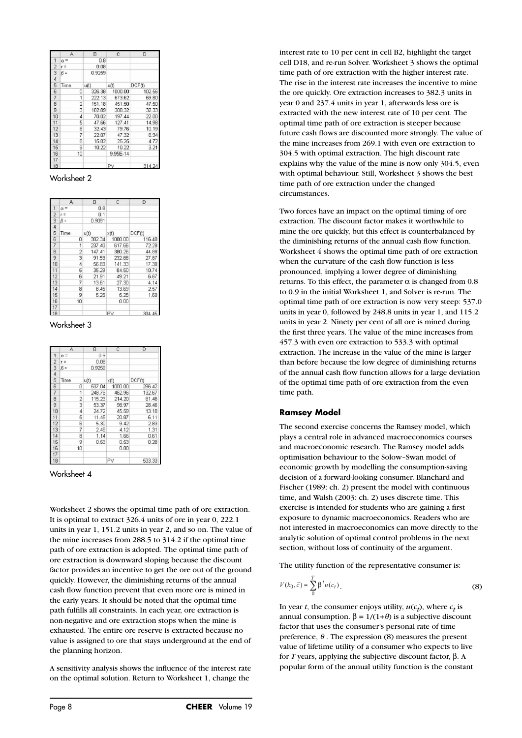|  | A | B | C | D |
|---|---|---|---|---|
| 1 | α = | 0.8 |  |  |
| 2 | r = | 0.08 |  |  |
| 3 | β = | 0.9259 |  |  |
| 4 |  |  |  |  |
| 5 | Time | u(t) | x(t) | DCF(t) |
| 6 | 0 | 326.38 | 1000.00 | 102.56 |
| 7 | 1 | 222.13 | 673.62 | 69.80 |
| 8 | 2 | 151.18 | 451.50 | 47.50 |
| 9 | 3 | 102.89 | 300.32 | 32.33 |
| 10 | 4 | 70.02 | 197.44 | 22.00 |
| 11 | 5 | 47.66 | 127.41 | 14.98 |
| 12 | 6 | 32.43 | 79.76 | 10.19 |
| 13 | 7 | 22.07 | 47.32 | 6.94 |
| 14 | 8 | 15.02 | 25.25 | 4.72 |
| 15 | 9 | 10.22 | 10.22 | 3.21 |
| 16 | 10 |  | 9.95E-14 |  |
| 17 |  |  |  |  |
| 18 |  |  | PV | 314.24 |

Worksheet 2

|  | A | B | C | D |
|---|---|---|---|---|
| 1 | α = | 0.8 |  |  |
| 2 | r = | 0.1 |  |  |
| 3 | β = | 0.9091 |  |  |
| 4 |  |  |  |  |
| 5 | Time | u(t) | x(t) | DCF(t) |
| 6 | 0 | 382.34 | 1000.00 | 116.40 |
| 7 | 1 | 237.40 | 617.66 | 72.28 |
| 8 | 2 | 147.41 | 380.26 | 44.88 |
| 9 | 3 | 91.53 | 232.86 | 27.87 |
| 10 | 4 | 56.83 | 141.33 | 17.30 |
| 11 | 5 | 35.29 | 84.50 | 10.74 |
| 12 | 6 | 21.91 | 49.21 | 6.67 |
| 13 | 7 | 13.61 | 27.30 | 4.14 |
| 14 | 8 | 8.45 | 13.69 | 2.57 |
| 15 | 9 | 5.25 | 5.25 | 1.60 |
| 16 | 10 |  | 0.00 |  |
| 17 |  |  |  |  |
| 18 |  |  | PV | 304.45 |

Worksheet 3

|  | A | B | C | D |
|---|---|---|---|---|
| 1 | α = | 0.9 |  |  |
| 2 | r = | 0.08 |  |  |
| 3 | β = | 0.9259 |  |  |
| 4 |  |  |  |  |
| 5 | Time | u(t) | x(t) | DCF(t) |
| 6 | 0 | 537.04 | 1000.00 | 286.42 |
| 7 | 1 | 248.76 | 462.96 | 132.67 |
| 8 | 2 | 115.23 | 214.20 | 61.46 |
| 9 | 3 | 53.37 | 98.97 | 28.46 |
| 10 | 4 | 24.72 | 45.59 | 13.18 |
| 11 | 5 | 11.45 | 20.87 | 6.11 |
| 12 | 6 | 5.30 | 9.42 | 2.83 |
| 13 | 7 | 2.46 | 4.12 | 1.31 |
| 14 | 8 | 1.14 | 1.66 | 0.61 |
| 15 | 9 | 0.53 | 0.53 | 0.28 |
| 16 | 10 |  | 0.00 |  |
| 17 |  |  |  |  |
| 18 |  |  | PV | 533.33 |

Worksheet 4

Worksheet 2 shows the optimal time path of ore extraction. It is optimal to extract 326.4 units of ore in year 0, 222.1 units in year 1, 151.2 units in year 2, and so on. The value of the mine increases from 288.5 to 314.2 if the optimal time path of ore extraction is adopted. The optimal time path of ore extraction is downward sloping because the discount factor provides an incentive to get the ore out of the ground quickly. However, the diminishing returns of the annual cash flow function prevent that even more ore is mined in the early years. It should be noted that the optimal time path fulfills all constraints. In each year, ore extraction is non-negative and ore extraction stops when the mine is exhausted. The entire ore reserve is extracted because no value is assigned to ore that stays underground at the end of the planning horizon.

A sensitivity analysis shows the influence of the interest rate on the optimal solution. Return to Worksheet 1, change the interest rate to 10 per cent in cell B2, highlight the target cell D18, and re-run Solver. Worksheet 3 shows the optimal time path of ore extraction with the higher interest rate. The rise in the interest rate increases the incentive to mine the ore quickly. Ore extraction increases to 382.3 units in year 0 and 237.4 units in year 1, afterwards less ore is extracted with the new interest rate of 10 per cent. The optimal time path of ore extraction is steeper because future cash flows are discounted more strongly. The value of the mine increases from 269.1 with even ore extraction to 304.5 with optimal extraction. The high discount rate explains why the value of the mine is now only 304.5, even with optimal behaviour. Still, Worksheet 3 shows the best time path of ore extraction under the changed circumstances.

Two forces have an impact on the optimal timing of ore extraction. The discount factor makes it worthwhile to mine the ore quickly, but this effect is counterbalanced by the diminishing returns of the annual cash flow function. Worksheet 4 shows the optimal time path of ore extraction when the curvature of the cash flow function is less pronounced, implying a lower degree of diminishing returns. To this effect, the parameter $\alpha$ is changed from 0.8 to 0.9 in the initial Worksheet 1, and Solver is re-run. The optimal time path of ore extraction is now very steep: 537.0 units in year 0, followed by 248.8 units in year 1, and 115.2 units in year 2. Ninety per cent of all ore is mined during the first three years. The value of the mine increases from 457.3 with even ore extraction to 533.3 with optimal extraction. The increase in the value of the mine is larger than before because the low degree of diminishing returns of the annual cash flow function allows for a large deviation of the optimal time path of ore extraction from the even time path.

## Ramsey Model

The second exercise concerns the Ramsey model, which plays a central role in advanced macroeconomics courses and macroeconomic research. The Ramsey model adds optimisation behaviour to the Solow–Swan model of economic growth by modelling the consumption-saving decision of a forward-looking consumer. Blanchard and Fischer (1989: ch. 2) present the model with continuous time, and Walsh (2003: ch. 2) uses discrete time. This exercise is intended for students who are gaining a first exposure to dynamic macroeconomics. Readers who are not interested in macroeconomics can move directly to the analytic solution of optimal control problems in the next section, without loss of continuity of the argument.

The utility function of the representative consumer is:

$$V(k_0, \vec{c}) = \sum_{0}^{T} \beta^t u(c_t). \tag{8}$$

In year $t$, the consumer enjoys utility, $u(c_t)$, where $c_t$ is annual consumption. $\beta = 1/(1+\theta)$ is a subjective discount factor that uses the consumer's personal rate of time preference, $\theta$. The expression (8) measures the present value of lifetime utility of a consumer who expects to live for $T$ years, applying the subjective discount factor, $\beta$. A popular form of the annual utility function is the constant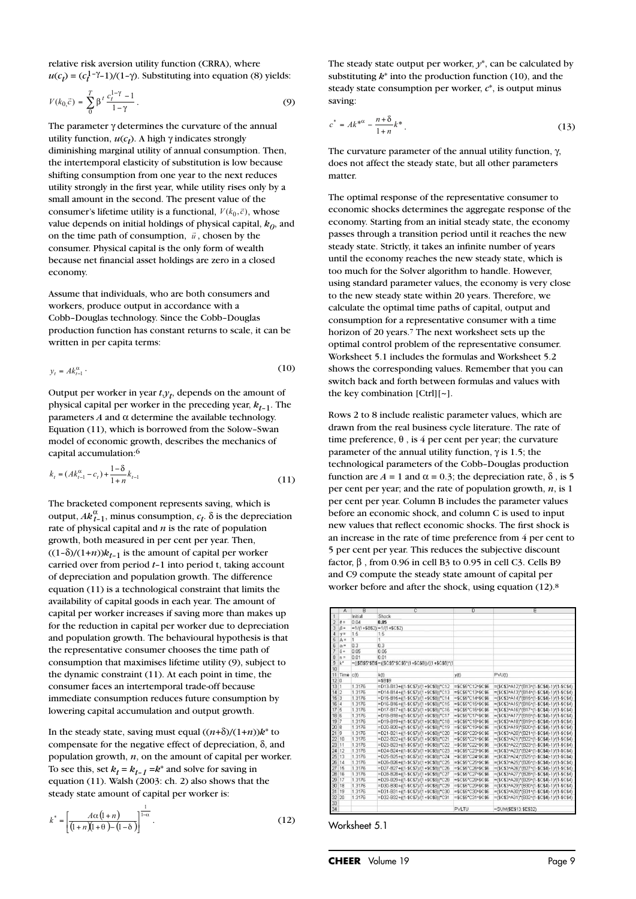relative risk aversion utility function (CRRA), where $u(c_t) = (c_t^{1-\gamma}-1)/(1-\gamma)$. Substituting into equation (8) yields:

$$V(k_0, \vec{c}) = \sum_{0}^{T} \beta^t \frac{c_t^{1-\gamma}-1}{1-\gamma}. \tag{9}$$

The parameter $\gamma$ determines the curvature of the annual utility function, $u(c_t)$. A high $\gamma$ indicates strongly diminishing marginal utility of annual consumption. Then, the intertemporal elasticity of substitution is low because shifting consumption from one year to the next reduces utility strongly in the first year, while utility rises only by a small amount in the second. The present value of the consumer's lifetime utility is a functional, $V(k_0, \vec{c})$, whose value depends on initial holdings of physical capital, $k_0$, and on the time path of consumption, $\vec{c}$, chosen by the consumer. Physical capital is the only form of wealth because net financial asset holdings are zero in a closed economy.

Assume that individuals, who are both consumers and workers, produce output in accordance with a Cobb–Douglas technology. Since the Cobb–Douglas production function has constant returns to scale, it can be written in per capita terms:

$$y_t = Ak_{t-1}^{\alpha}. \tag{10}$$

Output per worker in year $t$, $y_t$, depends on the amount of physical capital per worker in the preceding year, $k_{t-1}$. The parameters $A$ and $\alpha$ determine the available technology. Equation (11), which is borrowed from the Solow–Swan model of economic growth, describes the mechanics of capital accumulation:[6]

$$k_t = (Ak_{t-1}^{\alpha} - c_t) + \frac{1-\delta}{1+n}k_{t-1} \tag{11}$$

The bracketed component represents saving, which is output, $Ak_{t-1}^{\alpha}$, minus consumption, $c_t$. $\delta$ is the depreciation rate of physical capital and $n$ is the rate of population growth, both measured in per cent per year. Then, $((1-\delta)/(1+n))k_{t-1}$ is the amount of capital per worker carried over from period $t$–1 into period t, taking account of depreciation and population growth. The difference equation (11) is a technological constraint that limits the availability of capital goods in each year. The amount of capital per worker increases if saving more than makes up for the reduction in capital per worker due to depreciation and population growth. The behavioural hypothesis is that the representative consumer chooses the time path of consumption that maximises lifetime utility (9), subject to the dynamic constraint (11). At each point in time, the consumer faces an intertemporal trade-off because immediate consumption reduces future consumption by lowering capital accumulation and output growth.

In the steady state, saving must equal $((n+\delta)/(1+n))k^*$ to compensate for the negative effect of depreciation, $\delta$, and population growth, $n$, on the amount of capital per worker. To see this, set $k_t = k_{t-1} = k^*$ and solve for saving in equation (11). Walsh (2003: ch. 2) also shows that the steady state amount of capital per worker is:

$$k^* = \left[\frac{A\alpha(1+n)}{(1+n)(1+\theta)-(1-\delta)}\right]^{\frac{1}{1-\alpha}}. \tag{12}$$

The steady state output per worker, $y^*$, can be calculated by substituting $k^*$ into the production function (10), and the steady state consumption per worker, $c^*$, is output minus saving:

$$c^* = Ak^{*\alpha} - \frac{n+\delta}{1+n}k^*. \tag{13}$$

The curvature parameter of the annual utility function, $\gamma$, does not affect the steady state, but all other parameters matter.

The optimal response of the representative consumer to economic shocks determines the aggregate response of the economy. Starting from an initial steady state, the economy passes through a transition period until it reaches the new steady state. Strictly, it takes an infinite number of years until the economy reaches the new steady state, which is too much for the Solver algorithm to handle. However, using standard parameter values, the economy is very close to the new steady state within 20 years. Therefore, we calculate the optimal time paths of capital, output and consumption for a representative consumer with a time horizon of 20 years.[7] The next worksheet sets up the optimal control problem of the representative consumer. Worksheet 5.1 includes the formulas and Worksheet 5.2 shows the corresponding values. Remember that you can switch back and forth between formulas and values with the key combination [Ctrl][~].

Rows 2 to 8 include realistic parameter values, which are drawn from the real business cycle literature. The rate of time preference, $\theta$, is 4 per cent per year; the curvature parameter of the annual utility function, $\gamma$ is 1.5; the technological parameters of the Cobb–Douglas production function are $A$ = 1 and $\alpha$ = 0.3; the depreciation rate, $\delta$, is 5 per cent per year; and the rate of population growth, $n$, is 1 per cent per year. Column B includes the parameter values before an economic shock, and column C is used to input new values that reflect economic shocks. The first shock is an increase in the rate of time preference from 4 per cent to 5 per cent per year. This reduces the subjective discount factor, $\beta$, from 0.96 in cell B3 to 0.95 in cell C3. Cells B9 and C9 compute the steady state amount of capital per worker before and after the shock, using equation (12).[8]

| | A | B | C | D | E |
|---|---|---|---|---|---|
| 1 | | Initial | Shock | | |
| 2 | θ = | 0.04 | 0.05 | | |
| 3 | β = | =1/(1+$B$2) | =1/(1+$C$2) | | |
| 4 | γ = | 1.5 | 1.5 | | |
| 5 | A = | 1 | 1 | | |
| 6 | α = | 0.3 | 0.3 | | |
| 7 | δ = | 0.05 | 0.05 | | |
| 8 | n = | 0.01 | 0.01 | | |
| 9 | k* | =(($B$5*$B$6 | =(($C$5*$C$6*(1+$C$8))/((1+$C$8)*(1 | | |
| 10 | | | | | |
| 11 | Time | c(t) | k(t) | y(t) | PVU(t) |
| 12 | 0 | | =$B$9 | | |
| 13 | 1 | 1.3176 | =D13-B13+((1-$C$7)/(1+$C$8))*C12 | =$C$5*C12^$C$6 | =($C$3^A12)*(B13^(1-$C$4)-1)/(1-$C$4) |
| 14 | 2 | 1.3176 | =D14-B14+((1-$C$7)/(1+$C$8))*C13 | =$C$5*C13^$C$6 | =($C$3^A13)*(B14^(1-$C$4)-1)/(1-$C$4) |
| 15 | 3 | 1.3176 | =D15-B15+((1-$C$7)/(1+$C$8))*C14 | =$C$5*C14^$C$6 | =($C$3^A14)*(B15^(1-$C$4)-1)/(1-$C$4) |
| 16 | 4 | 1.3176 | =D16-B16+((1-$C$7)/(1+$C$8))*C15 | =$C$5*C15^$C$6 | =($C$3^A15)*(B16^(1-$C$4)-1)/(1-$C$4) |
| 17 | 5 | 1.3176 | =D17-B17+((1-$C$7)/(1+$C$8))*C16 | =$C$5*C16^$C$6 | =($C$3^A16)*(B17^(1-$C$4)-1)/(1-$C$4) |
| 18 | 6 | 1.3176 | =D18-B18+((1-$C$7)/(1+$C$8))*C17 | =$C$5*C17^$C$6 | =($C$3^A17)*(B18^(1-$C$4)-1)/(1-$C$4) |
| 19 | 7 | 1.3176 | =D19-B19+((1-$C$7)/(1+$C$8))*C18 | =$C$5*C18^$C$6 | =($C$3^A18)*(B19^(1-$C$4)-1)/(1-$C$4) |
| 20 | 8 | 1.3176 | =D20-B20+((1-$C$7)/(1+$C$8))*C19 | =$C$5*C19^$C$6 | =($C$3^A19)*(B20^(1-$C$4)-1)/(1-$C$4) |
| 21 | 9 | 1.3176 | =D21-B21+((1-$C$7)/(1+$C$8))*C20 | =$C$5*C20^$C$6 | =($C$3^A20)*(B21^(1-$C$4)-1)/(1-$C$4) |
| 22 | 10 | 1.3176 | =D22-B22+((1-$C$7)/(1+$C$8))*C21 | =$C$5*C21^$C$6 | =($C$3^A21)*(B22^(1-$C$4)-1)/(1-$C$4) |
| 23 | 11 | 1.3176 | =D23-B23+((1-$C$7)/(1+$C$8))*C22 | =$C$5*C22^$C$6 | =($C$3^A22)*(B23^(1-$C$4)-1)/(1-$C$4) |
| 24 | 12 | 1.3176 | =D24-B24+((1-$C$7)/(1+$C$8))*C23 | =$C$5*C23^$C$6 | =($C$3^A23)*(B24^(1-$C$4)-1)/(1-$C$4) |
| 25 | 13 | 1.3176 | =D25-B25+((1-$C$7)/(1+$C$8))*C24 | =$C$5*C24^$C$6 | =($C$3^A24)*(B25^(1-$C$4)-1)/(1-$C$4) |
| 26 | 14 | 1.3176 | =D26-B26+((1-$C$7)/(1+$C$8))*C25 | =$C$5*C25^$C$6 | =($C$3^A25)*(B26^(1-$C$4)-1)/(1-$C$4) |
| 27 | 15 | 1.3176 | =D27-B27+((1-$C$7)/(1+$C$8))*C26 | =$C$5*C26^$C$6 | =($C$3^A26)*(B27^(1-$C$4)-1)/(1-$C$4) |
| 28 | 16 | 1.3176 | =D28-B28+((1-$C$7)/(1+$C$8))*C27 | =$C$5*C27^$C$6 | =($C$3^A27)*(B28^(1-$C$4)-1)/(1-$C$4) |
| 29 | 17 | 1.3176 | =D29-B29+((1-$C$7)/(1+$C$8))*C28 | =$C$5*C28^$C$6 | =($C$3^A28)*(B29^(1-$C$4)-1)/(1-$C$4) |
| 30 | 18 | 1.3176 | =D30-B30+((1-$C$7)/(1+$C$8))*C29 | =$C$5*C29^$C$6 | =($C$3^A29)*(B30^(1-$C$4)-1)/(1-$C$4) |
| 31 | 19 | 1.3176 | =D31-B31+((1-$C$7)/(1+$C$8))*C30 | =$C$5*C30^$C$6 | =($C$3^A30)*(B31^(1-$C$4)-1)/(1-$C$4) |
| 32 | 20 | 1.3176 | =D32-B32+((1-$C$7)/(1+$C$8))*C31 | =$C$5*C31^$C$6 | =($C$3^A31)*(B32^(1-$C$4)-1)/(1-$C$4) |
| 33 | | | | | |
| 34 | | | | PVLTU | =SUM($E$13:$E$32) |

Worksheet 5.1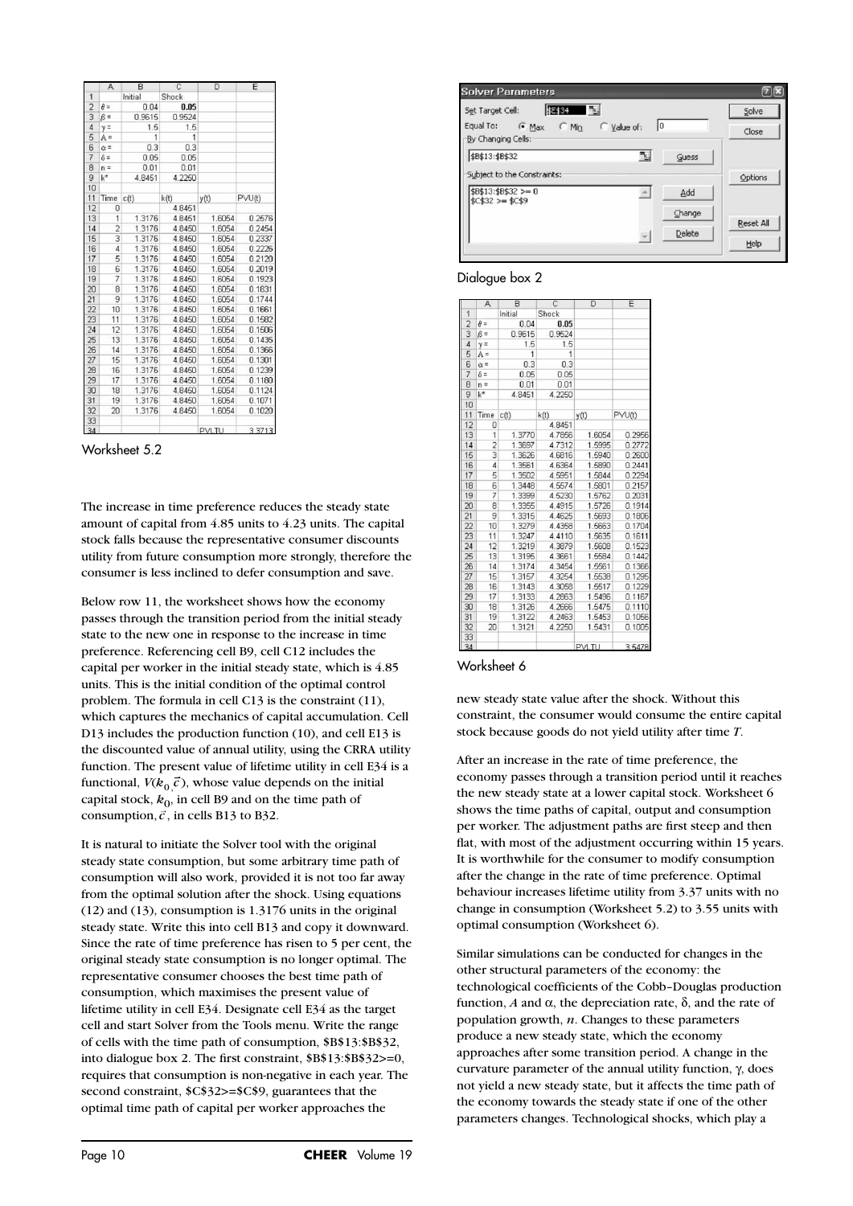|  | A | B | C | D | E |
|---|---|---|---|---|---|
| 1 |  | Initial | Shock |  |  |
| 2 | θ = | 0.04 | **0.05** |  |  |
| 3 | β = | 0.9615 | 0.9524 |  |  |
| 4 | γ = | 1.5 | 1.5 |  |  |
| 5 | A = | 1 | 1 |  |  |
| 6 | α = | 0.3 | 0.3 |  |  |
| 7 | δ = | 0.05 | 0.05 |  |  |
| 8 | n = | 0.01 | 0.01 |  |  |
| 9 | k* | 4.8451 | 4.2250 |  |  |
| 10 |  |  |  |  |  |
| 11 | Time | c(t) | k(t) | y(t) | PVU(t) |
| 12 | 0 |  | 4.8451 |  |  |
| 13 | 1 | 1.3176 | 4.8451 | 1.6054 | 0.2676 |
| 14 | 2 | 1.3176 | 4.8450 | 1.6054 | 0.2454 |
| 15 | 3 | 1.3176 | 4.8450 | 1.6054 | 0.2337 |
| 16 | 4 | 1.3176 | 4.8450 | 1.6054 | 0.2226 |
| 17 | 5 | 1.3176 | 4.8450 | 1.6054 | 0.2120 |
| 18 | 6 | 1.3176 | 4.8450 | 1.6054 | 0.2019 |
| 19 | 7 | 1.3176 | 4.8450 | 1.6054 | 0.1923 |
| 20 | 8 | 1.3176 | 4.8450 | 1.6054 | 0.1831 |
| 21 | 9 | 1.3176 | 4.8450 | 1.6054 | 0.1744 |
| 22 | 10 | 1.3176 | 4.8450 | 1.6054 | 0.1661 |
| 23 | 11 | 1.3176 | 4.8450 | 1.6054 | 0.1582 |
| 24 | 12 | 1.3176 | 4.8450 | 1.6054 | 0.1506 |
| 25 | 13 | 1.3176 | 4.8450 | 1.6054 | 0.1435 |
| 26 | 14 | 1.3176 | 4.8450 | 1.6054 | 0.1366 |
| 27 | 15 | 1.3176 | 4.8450 | 1.6054 | 0.1301 |
| 28 | 16 | 1.3176 | 4.8450 | 1.6054 | 0.1239 |
| 29 | 17 | 1.3176 | 4.8450 | 1.6054 | 0.1180 |
| 30 | 18 | 1.3176 | 4.8450 | 1.6054 | 0.1124 |
| 31 | 19 | 1.3176 | 4.8450 | 1.6054 | 0.1071 |
| 32 | 20 | 1.3176 | 4.8450 | 1.6054 | 0.1020 |
| 33 |  |  |  |  |  |
| 34 |  |  |  | PVLTU | 3.3713 |

Worksheet 5.2

The increase in time preference reduces the steady state amount of capital from 4.85 units to 4.23 units. The capital stock falls because the representative consumer discounts utility from future consumption more strongly, therefore the consumer is less inclined to defer consumption and save.

Below row 11, the worksheet shows how the economy passes through the transition period from the initial steady state to the new one in response to the increase in time preference. Referencing cell B9, cell C12 includes the capital per worker in the initial steady state, which is 4.85 units. This is the initial condition of the optimal control problem. The formula in cell C13 is the constraint (11), which captures the mechanics of capital accumulation. Cell D13 includes the production function (10), and cell E13 is the discounted value of annual utility, using the CRRA utility function. The present value of lifetime utility in cell E34 is a functional, $V(k_0, \vec{c})$, whose value depends on the initial capital stock, $k_0$, in cell B9 and on the time path of consumption, $\vec{c}$, in cells B13 to B32.

It is natural to initiate the Solver tool with the original steady state consumption, but some arbitrary time path of consumption will also work, provided it is not too far away from the optimal solution after the shock. Using equations (12) and (13), consumption is 1.3176 units in the original steady state. Write this into cell B13 and copy it downward. Since the rate of time preference has risen to 5 per cent, the original steady state consumption is no longer optimal. The representative consumer chooses the best time path of consumption, which maximises the present value of lifetime utility in cell E34. Designate cell E34 as the target cell and start Solver from the Tools menu. Write the range of cells with the time path of consumption, $B$13:$B$32, into dialogue box 2. The first constraint, $B$13:$B$32>=0, requires that consumption is non-negative in each year. The second constraint, $C$32>=$C$9, guarantees that the optimal time path of capital per worker approaches the

**Solver Parameters**

Set Target Cell: $E$34
Equal To: (•) Max ( ) Min ( ) Value of: 0
By Changing Cells: $B$13:$B$32
Subject to the Constraints:
$B$13:$B$32 >= 0
$C$32 >= $C$9

Solve | Close | Guess | Options | Add | Change | Reset All | Delete | Help

Dialogue box 2

|  | A | B | C | D | E |
|---|---|---|---|---|---|
| 1 |  | Initial | Shock |  |  |
| 2 | θ = | 0.04 | **0.05** |  |  |
| 3 | β = | 0.9615 | 0.9524 |  |  |
| 4 | γ = | 1.5 | 1.5 |  |  |
| 5 | A = | 1 | 1 |  |  |
| 6 | α = | 0.3 | 0.3 |  |  |
| 7 | δ = | 0.05 | 0.05 |  |  |
| 8 | n = | 0.01 | 0.01 |  |  |
| 9 | k* | 4.8451 | 4.2250 |  |  |
| 10 |  |  |  |  |  |
| 11 | Time | c(t) | k(t) | y(t) | PVU(t) |
| 12 | 0 |  | 4.8451 |  |  |
| 13 | 1 | 1.3770 | 4.7856 | 1.6054 | 0.2956 |
| 14 | 2 | 1.3697 | 4.7312 | 1.5995 | 0.2772 |
| 15 | 3 | 1.3626 | 4.6816 | 1.5940 | 0.2600 |
| 16 | 4 | 1.3561 | 4.6364 | 1.5890 | 0.2441 |
| 17 | 5 | 1.3502 | 4.5951 | 1.5844 | 0.2294 |
| 18 | 6 | 1.3448 | 4.5574 | 1.5801 | 0.2157 |
| 19 | 7 | 1.3399 | 4.5230 | 1.5762 | 0.2031 |
| 20 | 8 | 1.3355 | 4.4915 | 1.5726 | 0.1914 |
| 21 | 9 | 1.3315 | 4.4625 | 1.5693 | 0.1806 |
| 22 | 10 | 1.3279 | 4.4358 | 1.5663 | 0.1704 |
| 23 | 11 | 1.3247 | 4.4110 | 1.5635 | 0.1611 |
| 24 | 12 | 1.3219 | 4.3879 | 1.5608 | 0.1523 |
| 25 | 13 | 1.3195 | 4.3661 | 1.5584 | 0.1442 |
| 26 | 14 | 1.3174 | 4.3454 | 1.5561 | 0.1366 |
| 27 | 15 | 1.3157 | 4.3254 | 1.5538 | 0.1295 |
| 28 | 16 | 1.3143 | 4.3058 | 1.5517 | 0.1229 |
| 29 | 17 | 1.3133 | 4.2863 | 1.5496 | 0.1167 |
| 30 | 18 | 1.3126 | 4.2666 | 1.5475 | 0.1110 |
| 31 | 19 | 1.3122 | 4.2463 | 1.5453 | 0.1056 |
| 32 | 20 | 1.3121 | 4.2250 | 1.5431 | 0.1005 |
| 33 |  |  |  |  |  |
| 34 |  |  |  | PVLTU | 3.5478 |

Worksheet 6

new steady state value after the shock. Without this constraint, the consumer would consume the entire capital stock because goods do not yield utility after time $T$.

After an increase in the rate of time preference, the economy passes through a transition period until it reaches the new steady state at a lower capital stock. Worksheet 6 shows the time paths of capital, output and consumption per worker. The adjustment paths are first steep and then flat, with most of the adjustment occurring within 15 years. It is worthwhile for the consumer to modify consumption after the change in the rate of time preference. Optimal behaviour increases lifetime utility from 3.37 units with no change in consumption (Worksheet 5.2) to 3.55 units with optimal consumption (Worksheet 6).

Similar simulations can be conducted for changes in the other structural parameters of the economy: the technological coefficients of the Cobb–Douglas production function, $A$ and $\alpha$, the depreciation rate, $\delta$, and the rate of population growth, $n$. Changes to these parameters produce a new steady state, which the economy approaches after some transition period. A change in the curvature parameter of the annual utility function, $\gamma$, does not yield a new steady state, but it affects the time path of the economy towards the steady state if one of the other parameters changes. Technological shocks, which play a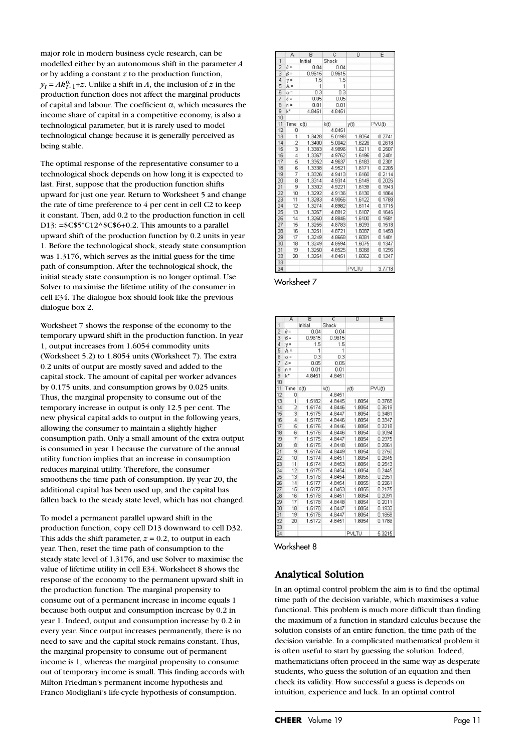major role in modern business cycle research, can be modelled either by an autonomous shift in the parameter $A$ or by adding a constant $z$ to the production function, $y_t = Ak_{t-1}^{\alpha}+z$. Unlike a shift in $A$, the inclusion of $z$ in the production function does not affect the marginal products of capital and labour. The coefficient $\alpha$, which measures the income share of capital in a competitive economy, is also a technological parameter, but it is rarely used to model technological change because it is generally perceived as being stable.

The optimal response of the representative consumer to a technological shock depends on how long it is expected to last. First, suppose that the production function shifts upward for just one year. Return to Worksheet 5 and change the rate of time preference to 4 per cent in cell C2 to keep it constant. Then, add 0.2 to the production function in cell D13: =$C$5*C12^$C$6+0.2. This amounts to a parallel upward shift of the production function by 0.2 units in year 1. Before the technological shock, steady state consumption was 1.3176, which serves as the initial guess for the time path of consumption. After the technological shock, the initial steady state consumption is no longer optimal. Use Solver to maximise the lifetime utility of the consumer in cell E34. The dialogue box should look like the previous dialogue box 2.

Worksheet 7 shows the response of the economy to the temporary upward shift in the production function. In year 1, output increases from 1.6054 commodity units (Worksheet 5.2) to 1.8054 units (Worksheet 7). The extra 0.2 units of output are mostly saved and added to the capital stock. The amount of capital per worker advances by 0.175 units, and consumption grows by 0.025 units. Thus, the marginal propensity to consume out of the temporary increase in output is only 12.5 per cent. The new physical capital adds to output in the following years, allowing the consumer to maintain a slightly higher consumption path. Only a small amount of the extra output is consumed in year 1 because the curvature of the annual utility function implies that an increase in consumption reduces marginal utility. Therefore, the consumer smoothens the time path of consumption. By year 20, the additional capital has been used up, and the capital has fallen back to the steady state level, which has not changed.

To model a permanent parallel upward shift in the production function, copy cell D13 downward to cell D32. This adds the shift parameter, $z = 0.2$, to output in each year. Then, reset the time path of consumption to the steady state level of 1.3176, and use Solver to maximise the value of lifetime utility in cell E34. Worksheet 8 shows the response of the economy to the permanent upward shift in the production function. The marginal propensity to consume out of a permanent increase in income equals 1 because both output and consumption increase by 0.2 in year 1. Indeed, output and consumption increase by 0.2 in every year. Since output increases permanently, there is no need to save and the capital stock remains constant. Thus, the marginal propensity to consume out of permanent income is 1, whereas the marginal propensity to consume out of temporary income is small. This finding accords with Milton Friedman's permanent income hypothesis and Franco Modigliani's life-cycle hypothesis of consumption.

| | A | B | C | D | E |
|---|---|---|---|---|---|
| 1 | | Initial | Shock | | |
| 2 | θ = | 0.04 | 0.04 | | |
| 3 | β = | 0.9615 | 0.9615 | | |
| 4 | γ = | 1.5 | 1.5 | | |
| 5 | A = | 1 | 1 | | |
| 6 | α = | 0.3 | 0.3 | | |
| 7 | δ = | 0.05 | 0.05 | | |
| 8 | n = | 0.01 | 0.01 | | |
| 9 | k* | 4.8451 | 4.8451 | | |
| 10 | | | | | |
| 11 | Time | c(t) | k(t) | y(t) | PVU(t) |
| 12 | 0 | | 4.8451 | | |
| 13 | 1 | 1.3428 | 5.0198 | 1.8054 | 0.2741 |
| 14 | 2 | 1.3400 | 5.0042 | 1.6226 | 0.2618 |
| 15 | 3 | 1.3383 | 4.9896 | 1.6211 | 0.2507 |
| 16 | 4 | 1.3367 | 4.9762 | 1.6196 | 0.2401 |
| 17 | 5 | 1.3352 | 4.9637 | 1.6183 | 0.2301 |
| 18 | 6 | 1.3338 | 4.9521 | 1.6171 | 0.2205 |
| 19 | 7 | 1.3326 | 4.9413 | 1.6160 | 0.2114 |
| 20 | 8 | 1.3314 | 4.9314 | 1.6149 | 0.2026 |
| 21 | 9 | 1.3302 | 4.9221 | 1.6139 | 0.1943 |
| 22 | 10 | 1.3292 | 4.9136 | 1.6130 | 0.1864 |
| 23 | 11 | 1.3283 | 4.9056 | 1.6122 | 0.1788 |
| 24 | 12 | 1.3274 | 4.8982 | 1.6114 | 0.1715 |
| 25 | 13 | 1.3267 | 4.8912 | 1.6107 | 0.1646 |
| 26 | 14 | 1.3260 | 4.8846 | 1.6100 | 0.1581 |
| 27 | 15 | 1.3255 | 4.8783 | 1.6093 | 0.1518 |
| 28 | 16 | 1.3251 | 4.8721 | 1.6087 | 0.1458 |
| 29 | 17 | 1.3249 | 4.8658 | 1.6081 | 0.1401 |
| 30 | 18 | 1.3249 | 4.8594 | 1.6075 | 0.1347 |
| 31 | 19 | 1.3250 | 4.8525 | 1.6068 | 0.1296 |
| 32 | 20 | 1.3254 | 4.8451 | 1.6062 | 0.1247 |
| 33 | | | | | |
| 34 | | | | PVLTU | 3.7718 |

Worksheet 7

| | A | B | C | D | E |
|---|---|---|---|---|---|
| 1 | | Initial | Shock | | |
| 2 | θ = | 0.04 | 0.04 | | |
| 3 | β = | 0.9615 | 0.9615 | | |
| 4 | γ = | 1.5 | 1.5 | | |
| 5 | A = | 1 | 1 | | |
| 6 | α = | 0.3 | 0.3 | | |
| 7 | δ = | 0.05 | 0.05 | | |
| 8 | n = | 0.01 | 0.01 | | |
| 9 | k* | 4.8451 | 4.8451 | | |
| 10 | | | | | |
| 11 | Time | c(t) | k(t) | y(t) | PVU(t) |
| 12 | 0 | | 4.8451 | | |
| 13 | 1 | 1.5182 | 4.8445 | 1.8054 | 0.3768 |
| 14 | 2 | 1.5174 | 4.8446 | 1.8054 | 0.3619 |
| 15 | 3 | 1.5175 | 4.8447 | 1.8054 | 0.3481 |
| 16 | 4 | 1.5176 | 4.8446 | 1.8054 | 0.3347 |
| 17 | 5 | 1.5176 | 4.8446 | 1.8054 | 0.3218 |
| 18 | 6 | 1.5176 | 4.8446 | 1.8054 | 0.3094 |
| 19 | 7 | 1.5175 | 4.8447 | 1.8054 | 0.2975 |
| 20 | 8 | 1.5175 | 4.8448 | 1.8054 | 0.2861 |
| 21 | 9 | 1.5174 | 4.8449 | 1.8054 | 0.2750 |
| 22 | 10 | 1.5174 | 4.8451 | 1.8054 | 0.2645 |
| 23 | 11 | 1.5174 | 4.8453 | 1.8054 | 0.2543 |
| 24 | 12 | 1.5175 | 4.8454 | 1.8054 | 0.2445 |
| 25 | 13 | 1.5176 | 4.8454 | 1.8055 | 0.2351 |
| 26 | 14 | 1.5177 | 4.8454 | 1.8055 | 0.2261 |
| 27 | 15 | 1.5177 | 4.8453 | 1.8055 | 0.2175 |
| 28 | 16 | 1.5178 | 4.8451 | 1.8054 | 0.2091 |
| 29 | 17 | 1.5178 | 4.8448 | 1.8054 | 0.2011 |
| 30 | 18 | 1.5178 | 4.8447 | 1.8054 | 0.1933 |
| 31 | 19 | 1.5176 | 4.8447 | 1.8054 | 0.1858 |
| 32 | 20 | 1.5172 | 4.8451 | 1.8054 | 0.1786 |
| 33 | | | | | |
| 34 | | | | PVLTU | 5.3215 |

Worksheet 8

## Analytical Solution

In an optimal control problem the aim is to find the optimal time path of the decision variable, which maximises a value functional. This problem is much more difficult than finding the maximum of a function in standard calculus because the solution consists of an entire function, the time path of the decision variable. In a complicated mathematical problem it is often useful to start by guessing the solution. Indeed, mathematicians often proceed in the same way as desperate students, who guess the solution of an equation and then check its validity. How successful a guess is depends on intuition, experience and luck. In an optimal control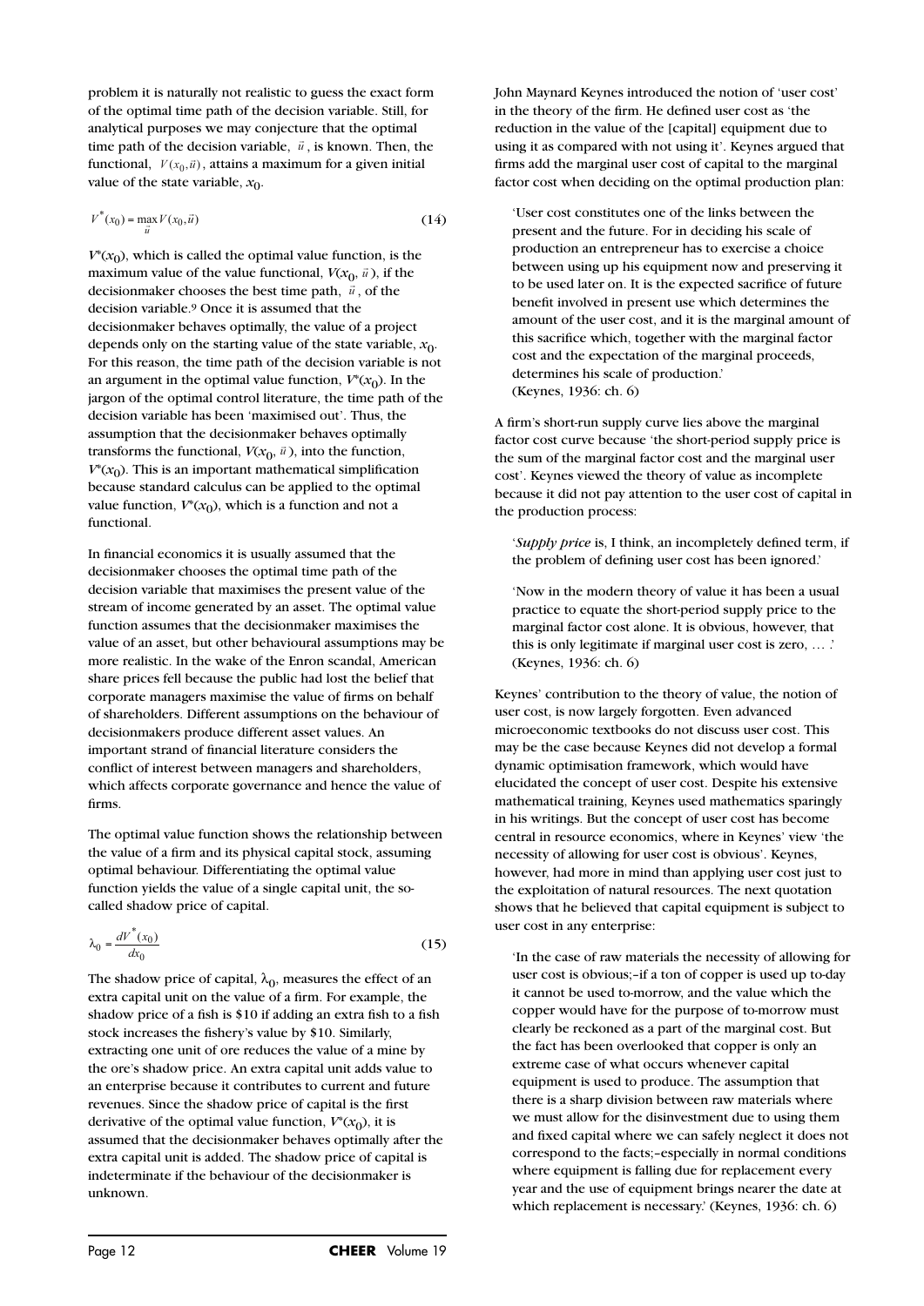problem it is naturally not realistic to guess the exact form of the optimal time path of the decision variable. Still, for analytical purposes we may conjecture that the optimal time path of the decision variable, $\vec{u}$, is known. Then, the functional, $V(x_0, \vec{u})$, attains a maximum for a given initial value of the state variable, $x_0$.

$$V^*(x_0) = \max_{\vec{u}} V(x_0, \vec{u}) \tag{14}$$

$V^*(x_0)$, which is called the optimal value function, is the maximum value of the value functional, $V(x_0, \vec{u})$, if the decisionmaker chooses the best time path, $\vec{u}$, of the decision variable.[9] Once it is assumed that the decisionmaker behaves optimally, the value of a project depends only on the starting value of the state variable, $x_0$. For this reason, the time path of the decision variable is not an argument in the optimal value function, $V^*(x_0)$. In the jargon of the optimal control literature, the time path of the decision variable has been 'maximised out'. Thus, the assumption that the decisionmaker behaves optimally transforms the functional, $V(x_0, \vec{u})$, into the function, $V^*(x_0)$. This is an important mathematical simplification because standard calculus can be applied to the optimal value function, $V^*(x_0)$, which is a function and not a functional.

In financial economics it is usually assumed that the decisionmaker chooses the optimal time path of the decision variable that maximises the present value of the stream of income generated by an asset. The optimal value function assumes that the decisionmaker maximises the value of an asset, but other behavioural assumptions may be more realistic. In the wake of the Enron scandal, American share prices fell because the public had lost the belief that corporate managers maximise the value of firms on behalf of shareholders. Different assumptions on the behaviour of decisionmakers produce different asset values. An important strand of financial literature considers the conflict of interest between managers and shareholders, which affects corporate governance and hence the value of firms.

The optimal value function shows the relationship between the value of a firm and its physical capital stock, assuming optimal behaviour. Differentiating the optimal value function yields the value of a single capital unit, the so-called shadow price of capital.

$$\lambda_0 = \frac{dV^*(x_0)}{dx_0} \tag{15}$$

The shadow price of capital, $\lambda_0$, measures the effect of an extra capital unit on the value of a firm. For example, the shadow price of a fish is \$10 if adding an extra fish to a fish stock increases the fishery's value by \$10. Similarly, extracting one unit of ore reduces the value of a mine by the ore's shadow price. An extra capital unit adds value to an enterprise because it contributes to current and future revenues. Since the shadow price of capital is the first derivative of the optimal value function, $V^*(x_0)$, it is assumed that the decisionmaker behaves optimally after the extra capital unit is added. The shadow price of capital is indeterminate if the behaviour of the decisionmaker is unknown.

John Maynard Keynes introduced the notion of 'user cost' in the theory of the firm. He defined user cost as 'the reduction in the value of the [capital] equipment due to using it as compared with not using it'. Keynes argued that firms add the marginal user cost of capital to the marginal factor cost when deciding on the optimal production plan:

> 'User cost constitutes one of the links between the present and the future. For in deciding his scale of production an entrepreneur has to exercise a choice between using up his equipment now and preserving it to be used later on. It is the expected sacrifice of future benefit involved in present use which determines the amount of the user cost, and it is the marginal amount of this sacrifice which, together with the marginal factor cost and the expectation of the marginal proceeds, determines his scale of production.' (Keynes, 1936: ch. 6)

A firm's short-run supply curve lies above the marginal factor cost curve because 'the short-period supply price is the sum of the marginal factor cost and the marginal user cost'. Keynes viewed the theory of value as incomplete because it did not pay attention to the user cost of capital in the production process:

> '*Supply price* is, I think, an incompletely defined term, if the problem of defining user cost has been ignored.'
>
> 'Now in the modern theory of value it has been a usual practice to equate the short-period supply price to the marginal factor cost alone. It is obvious, however, that this is only legitimate if marginal user cost is zero, … .' (Keynes, 1936: ch. 6)

Keynes' contribution to the theory of value, the notion of user cost, is now largely forgotten. Even advanced microeconomic textbooks do not discuss user cost. This may be the case because Keynes did not develop a formal dynamic optimisation framework, which would have elucidated the concept of user cost. Despite his extensive mathematical training, Keynes used mathematics sparingly in his writings. But the concept of user cost has become central in resource economics, where in Keynes' view 'the necessity of allowing for user cost is obvious'. Keynes, however, had more in mind than applying user cost just to the exploitation of natural resources. The next quotation shows that he believed that capital equipment is subject to user cost in any enterprise:

> 'In the case of raw materials the necessity of allowing for user cost is obvious;–if a ton of copper is used up to-day it cannot be used to-morrow, and the value which the copper would have for the purpose of to-morrow must clearly be reckoned as a part of the marginal cost. But the fact has been overlooked that copper is only an extreme case of what occurs whenever capital equipment is used to produce. The assumption that there is a sharp division between raw materials where we must allow for the disinvestment due to using them and fixed capital where we can safely neglect it does not correspond to the facts;–especially in normal conditions where equipment is falling due for replacement every year and the use of equipment brings nearer the date at which replacement is necessary.' (Keynes, 1936: ch. 6)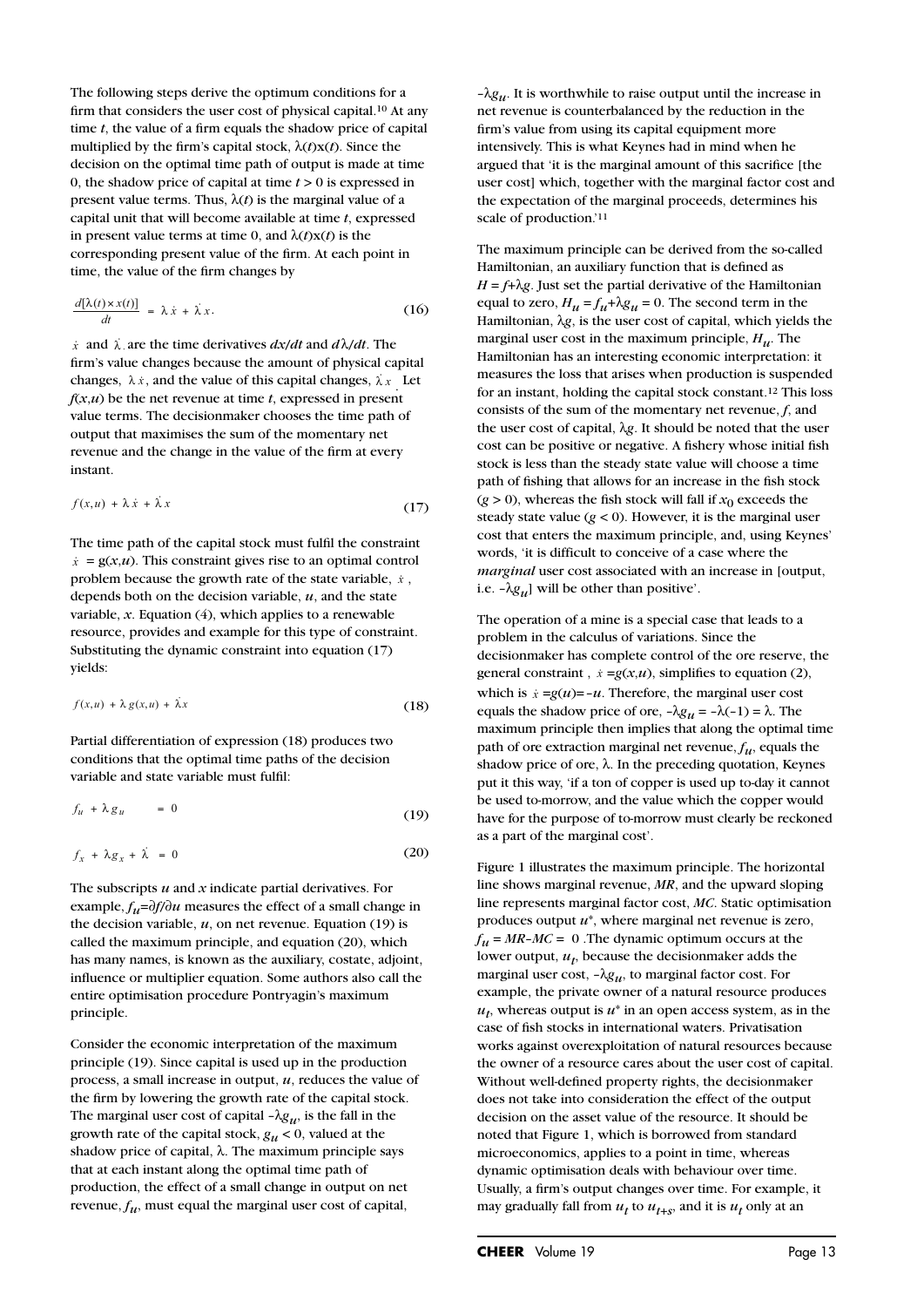The following steps derive the optimum conditions for a firm that considers the user cost of physical capital.[10] At any time $t$, the value of a firm equals the shadow price of capital multiplied by the firm's capital stock, $\lambda(t)x(t)$. Since the decision on the optimal time path of output is made at time 0, the shadow price of capital at time $t > 0$ is expressed in present value terms. Thus, $\lambda(t)$ is the marginal value of a capital unit that will become available at time $t$, expressed in present value terms at time 0, and $\lambda(t)x(t)$ is the corresponding present value of the firm. At each point in time, the value of the firm changes by

$$\frac{d[\lambda(t) \times x(t)]}{dt} = \lambda \dot{x} + \dot{\lambda} x. \tag{16}$$

$\dot{x}$ and $\dot{\lambda}$ are the time derivatives $dx/dt$ and $d\lambda/dt$. The firm's value changes because the amount of physical capital changes, $\lambda \dot{x}$, and the value of this capital changes, $\dot{\lambda} x$. Let $f(x,u)$ be the net revenue at time $t$, expressed in present value terms. The decisionmaker chooses the time path of output that maximises the sum of the momentary net revenue and the change in the value of the firm at every instant.

$$f(x,u) + \lambda \dot{x} + \dot{\lambda} x \tag{17}$$

The time path of the capital stock must fulfil the constraint $\dot{x} = g(x,u)$. This constraint gives rise to an optimal control problem because the growth rate of the state variable, $\dot{x}$, depends both on the decision variable, $u$, and the state variable, $x$. Equation (4), which applies to a renewable resource, provides and example for this type of constraint. Substituting the dynamic constraint into equation (17) yields:

$$f(x,u) + \lambda g(x,u) + \dot{\lambda} x \tag{18}$$

Partial differentiation of expression (18) produces two conditions that the optimal time paths of the decision variable and state variable must fulfil:

$$f_u + \lambda g_u = 0 \tag{19}$$

$$f_x + \lambda g_x + \dot{\lambda} = 0 \tag{20}$$

The subscripts $u$ and $x$ indicate partial derivatives. For example, $f_u = \partial f / \partial u$ measures the effect of a small change in the decision variable, $u$, on net revenue. Equation (19) is called the maximum principle, and equation (20), which has many names, is known as the auxiliary, costate, adjoint, influence or multiplier equation. Some authors also call the entire optimisation procedure Pontryagin's maximum principle.

Consider the economic interpretation of the maximum principle (19). Since capital is used up in the production process, a small increase in output, $u$, reduces the value of the firm by lowering the growth rate of the capital stock. The marginal user cost of capital $-\lambda g_u$, is the fall in the growth rate of the capital stock, $g_u < 0$, valued at the shadow price of capital, $\lambda$. The maximum principle says that at each instant along the optimal time path of production, the effect of a small change in output on net revenue, $f_u$, must equal the marginal user cost of capital, $-\lambda g_u$. It is worthwhile to raise output until the increase in net revenue is counterbalanced by the reduction in the firm's value from using its capital equipment more intensively. This is what Keynes had in mind when he argued that 'it is the marginal amount of this sacrifice [the user cost] which, together with the marginal factor cost and the expectation of the marginal proceeds, determines his scale of production.'[11]

The maximum principle can be derived from the so-called Hamiltonian, an auxiliary function that is defined as $H = f + \lambda g$. Just set the partial derivative of the Hamiltonian equal to zero, $H_u = f_u + \lambda g_u = 0$. The second term in the Hamiltonian, $\lambda g$, is the user cost of capital, which yields the marginal user cost in the maximum principle, $H_u$. The Hamiltonian has an interesting economic interpretation: it measures the loss that arises when production is suspended for an instant, holding the capital stock constant.[12] This loss consists of the sum of the momentary net revenue, $f$, and the user cost of capital, $\lambda g$. It should be noted that the user cost can be positive or negative. A fishery whose initial fish stock is less than the steady state value will choose a time path of fishing that allows for an increase in the fish stock ($g > 0$), whereas the fish stock will fall if $x_0$ exceeds the steady state value ($g < 0$). However, it is the marginal user cost that enters the maximum principle, and, using Keynes' words, 'it is difficult to conceive of a case where the *marginal* user cost associated with an increase in [output, i.e. $-\lambda g_u$] will be other than positive'.

The operation of a mine is a special case that leads to a problem in the calculus of variations. Since the decisionmaker has complete control of the ore reserve, the general constraint, $\dot{x} = g(x,u)$, simplifies to equation (2), which is $\dot{x} = g(u) = -u$. Therefore, the marginal user cost equals the shadow price of ore, $-\lambda g_u = -\lambda(-1) = \lambda$. The maximum principle then implies that along the optimal time path of ore extraction marginal net revenue, $f_u$, equals the shadow price of ore, $\lambda$. In the preceding quotation, Keynes put it this way, 'if a ton of copper is used up to-day it cannot be used to-morrow, and the value which the copper would have for the purpose of to-morrow must clearly be reckoned as a part of the marginal cost'.

Figure 1 illustrates the maximum principle. The horizontal line shows marginal revenue, *MR*, and the upward sloping line represents marginal factor cost, *MC*. Static optimisation produces output $u^*$, where marginal net revenue is zero, $f_u = MR - MC = 0$. The dynamic optimum occurs at the lower output, $u_t$, because the decisionmaker adds the marginal user cost, $-\lambda g_u$, to marginal factor cost. For example, the private owner of a natural resource produces $u_t$, whereas output is $u^*$ in an open access system, as in the case of fish stocks in international waters. Privatisation works against overexploitation of natural resources because the owner of a resource cares about the user cost of capital. Without well-defined property rights, the decisionmaker does not take into consideration the effect of the output decision on the asset value of the resource. It should be noted that Figure 1, which is borrowed from standard microeconomics, applies to a point in time, whereas dynamic optimisation deals with behaviour over time. Usually, a firm's output changes over time. For example, it may gradually fall from $u_t$ to $u_{t+s}$, and it is $u_t$ only at an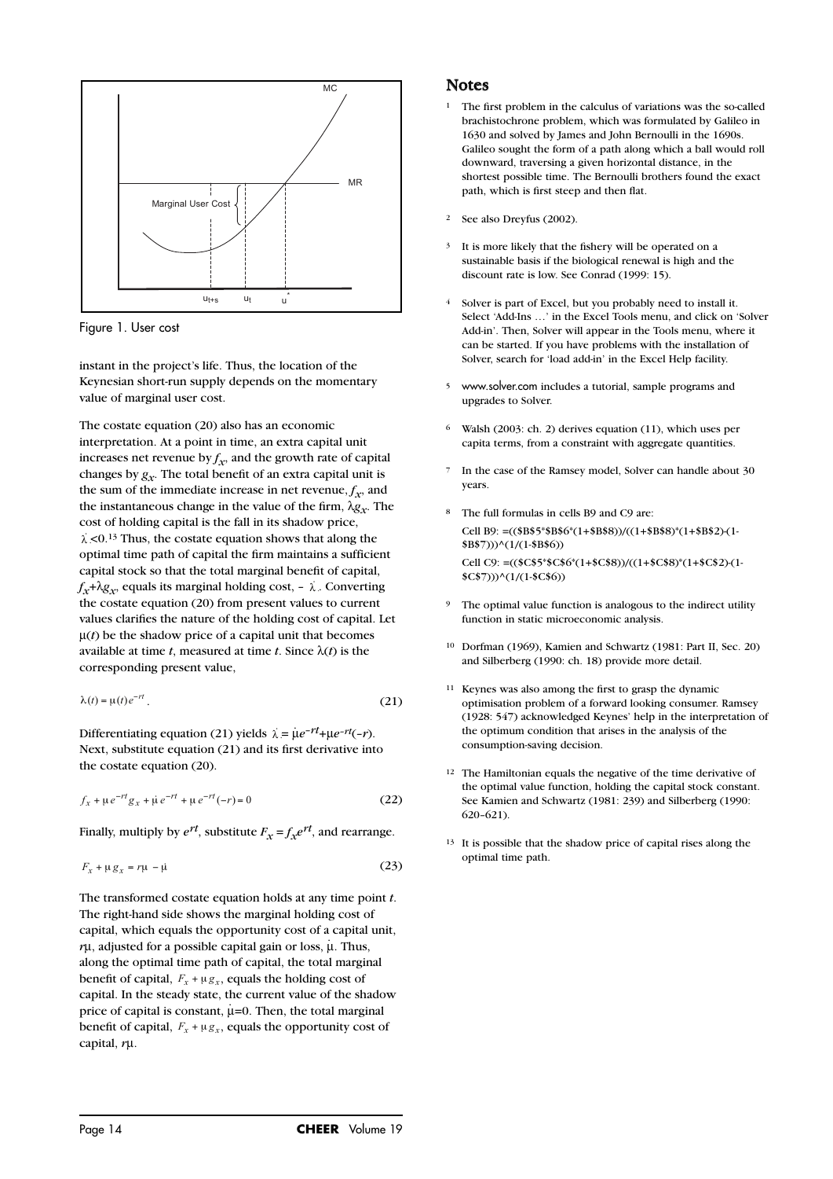Figure 1. User cost

instant in the project's life. Thus, the location of the Keynesian short-run supply depends on the momentary value of marginal user cost.

The costate equation (20) also has an economic interpretation. At a point in time, an extra capital unit increases net revenue by $f_x$, and the growth rate of capital changes by $g_x$. The total benefit of an extra capital unit is the sum of the immediate increase in net revenue, $f_x$, and the instantaneous change in the value of the firm, $\lambda g_x$. The cost of holding capital is the fall in its shadow price, $\dot{\lambda}<0$.[13] Thus, the costate equation shows that along the optimal time path of capital the firm maintains a sufficient capital stock so that the total marginal benefit of capital, $f_x+\lambda g_x$, equals its marginal holding cost, $-\dot{\lambda}$. Converting the costate equation (20) from present values to current values clarifies the nature of the holding cost of capital. Let $\mu(t)$ be the shadow price of a capital unit that becomes available at time $t$, measured at time $t$. Since $\lambda(t)$ is the corresponding present value,

$$\lambda(t) = \mu(t)e^{-rt}. \tag{21}$$

Differentiating equation (21) yields $\dot{\lambda} = \dot{\mu}e^{-rt}+\mu e^{-rt}(-r)$. Next, substitute equation (21) and its first derivative into the costate equation (20).

$$f_x + \mu e^{-rt} g_x + \dot{\mu} e^{-rt} + \mu e^{-rt}(-r) = 0 \tag{22}$$

Finally, multiply by $e^{rt}$, substitute $F_x = f_x e^{rt}$, and rearrange.

$$F_x + \mu g_x = r\mu - \dot{\mu} \tag{23}$$

The transformed costate equation holds at any time point $t$. The right-hand side shows the marginal holding cost of capital, which equals the opportunity cost of a capital unit, $r\mu$, adjusted for a possible capital gain or loss, $\dot{\mu}$. Thus, along the optimal time path of capital, the total marginal benefit of capital, $F_x + \mu g_x$, equals the holding cost of capital. In the steady state, the current value of the shadow price of capital is constant, $\dot{\mu}=0$. Then, the total marginal benefit of capital, $F_x + \mu g_x$, equals the opportunity cost of capital, $r\mu$.

## Notes

1. The first problem in the calculus of variations was the so-called brachistochrone problem, which was formulated by Galileo in 1630 and solved by James and John Bernoulli in the 1690s. Galileo sought the form of a path along which a ball would roll downward, traversing a given horizontal distance, in the shortest possible time. The Bernoulli brothers found the exact path, which is first steep and then flat.

2. See also Dreyfus (2002).

3. It is more likely that the fishery will be operated on a sustainable basis if the biological renewal is high and the discount rate is low. See Conrad (1999: 15).

4. Solver is part of Excel, but you probably need to install it. Select 'Add-Ins …' in the Excel Tools menu, and click on 'Solver Add-in'. Then, Solver will appear in the Tools menu, where it can be started. If you have problems with the installation of Solver, search for 'load add-in' in the Excel Help facility.

5. www.solver.com includes a tutorial, sample programs and upgrades to Solver.

6. Walsh (2003: ch. 2) derives equation (11), which uses per capita terms, from a constraint with aggregate quantities.

7. In the case of the Ramsey model, Solver can handle about 30 years.

8. The full formulas in cells B9 and C9 are:

   Cell B9: =(($B$5*$B$6*(1+$B$8))/((1+$B$8)*(1+$B$2)-(1-$B$7)))^(1/(1-$B$6))

   Cell C9: =(($C$5*$C$6*(1+$C$8))/((1+$C$8)*(1+$C$2)-(1-$C$7)))^(1/(1-$C$6))

9. The optimal value function is analogous to the indirect utility function in static microeconomic analysis.

10. Dorfman (1969), Kamien and Schwartz (1981: Part II, Sec. 20) and Silberberg (1990: ch. 18) provide more detail.

11. Keynes was also among the first to grasp the dynamic optimisation problem of a forward looking consumer. Ramsey (1928: 547) acknowledged Keynes' help in the interpretation of the optimum condition that arises in the analysis of the consumption-saving decision.

12. The Hamiltonian equals the negative of the time derivative of the optimal value function, holding the capital stock constant. See Kamien and Schwartz (1981: 239) and Silberberg (1990: 620–621).

13. It is possible that the shadow price of capital rises along the optimal time path.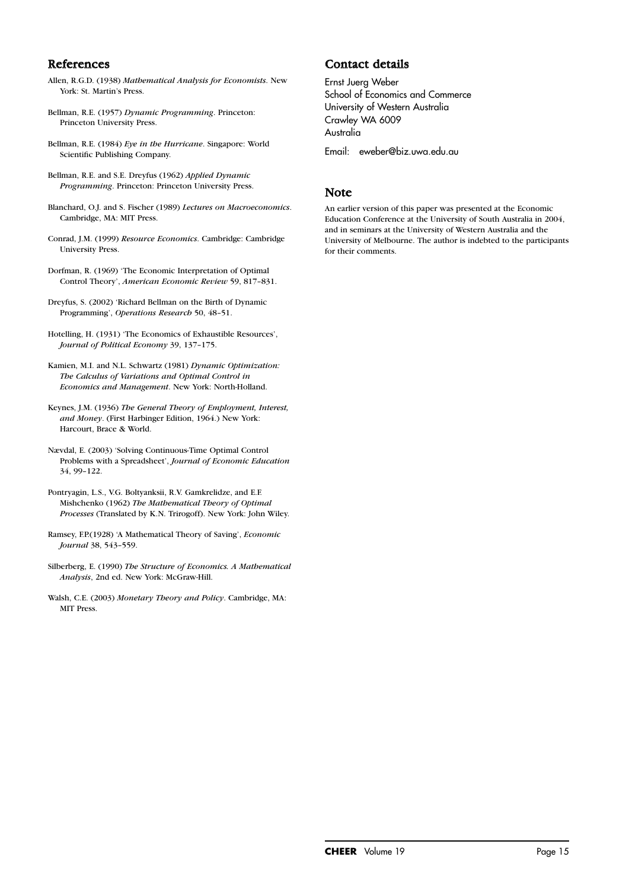## References

Allen, R.G.D. (1938) *Mathematical Analysis for Economists*. New York: St. Martin's Press.

Bellman, R.E. (1957) *Dynamic Programming*. Princeton: Princeton University Press.

Bellman, R.E. (1984) *Eye in the Hurricane*. Singapore: World Scientific Publishing Company.

Bellman, R.E. and S.E. Dreyfus (1962) *Applied Dynamic Programming*. Princeton: Princeton University Press.

Blanchard, O.J. and S. Fischer (1989) *Lectures on Macroeconomics*. Cambridge, MA: MIT Press.

Conrad, J.M. (1999) *Resource Economics*. Cambridge: Cambridge University Press.

Dorfman, R. (1969) 'The Economic Interpretation of Optimal Control Theory', *American Economic Review* 59, 817–831.

Dreyfus, S. (2002) 'Richard Bellman on the Birth of Dynamic Programming', *Operations Research* 50, 48–51.

Hotelling, H. (1931) 'The Economics of Exhaustible Resources', *Journal of Political Economy* 39, 137–175.

Kamien, M.I. and N.L. Schwartz (1981) *Dynamic Optimization: The Calculus of Variations and Optimal Control in Economics and Management*. New York: North-Holland.

Keynes, J.M. (1936) *The General Theory of Employment, Interest, and Money*. (First Harbinger Edition, 1964.) New York: Harcourt, Brace & World.

Nævdal, E. (2003) 'Solving Continuous-Time Optimal Control Problems with a Spreadsheet', *Journal of Economic Education* 34, 99–122.

Pontryagin, L.S., V.G. Boltyanksii, R.V. Gamkrelidze, and E.F. Mishchenko (1962) *The Mathematical Theory of Optimal Processes* (Translated by K.N. Trirogoff). New York: John Wiley.

Ramsey, F.P.(1928) 'A Mathematical Theory of Saving', *Economic Journal* 38, 543–559.

Silberberg, E. (1990) *The Structure of Economics. A Mathematical Analysis*, 2nd ed. New York: McGraw-Hill.

Walsh, C.E. (2003) *Monetary Theory and Policy*. Cambridge, MA: MIT Press.

## Contact details

Ernst Juerg Weber
School of Economics and Commerce
University of Western Australia
Crawley WA 6009
Australia

Email: eweber@biz.uwa.edu.au

## Note

An earlier version of this paper was presented at the Economic Education Conference at the University of South Australia in 2004, and in seminars at the University of Western Australia and the University of Melbourne. The author is indebted to the participants for their comments.